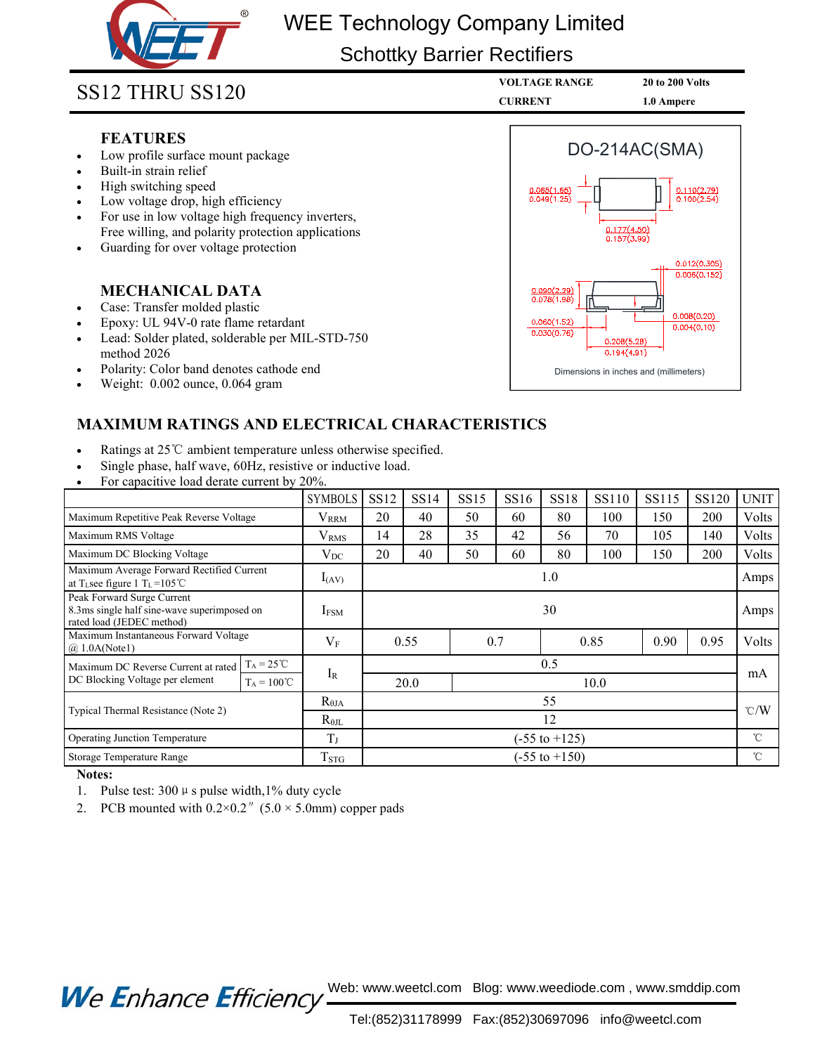# WEE Technology Company Limited

## Schottky Barrier Rectifiers

**SS12 THRU SS120**

| | |
|---|---|
| **VOLTAGE RANGE** | **20 to 200 Volts** |
| **CURRENT** | **1.0 Ampere** |

### FEATURES

- Low profile surface mount package
- Built-in strain relief
- High switching speed
- Low voltage drop, high efficiency
- For use in low voltage high frequency inverters, Free willing, and polarity protection applications
- Guarding for over voltage protection

### MECHANICAL DATA

- Case: Transfer molded plastic
- Epoxy: UL 94V-0 rate flame retardant
- Lead: Solder plated, solderable per MIL-STD-750 method 2026
- Polarity: Color band denotes cathode end
- Weight: 0.002 ounce, 0.064 gram

**DO-214AC(SMA)**

0.065(1.65) / 0.049(1.25); 0.110(2.79) / 0.100(2.54); 0.177(4.50) / 0.157(3.99); 0.012(0.305) / 0.006(0.152); 0.090(2.29) / 0.078(1.98); 0.060(1.52) / 0.030(0.76); 0.008(0.20) / 0.004(0.10); 0.208(5.28) / 0.194(4.91)

Dimensions in inches and (millimeters)

### MAXIMUM RATINGS AND ELECTRICAL CHARACTERISTICS

- Ratings at 25℃ ambient temperature unless otherwise specified.
- Single phase, half wave, 60Hz, resistive or inductive load.
- For capacitive load derate current by 20%.

| | | SYMBOLS | SS12 | SS14 | SS15 | SS16 | SS18 | SS110 | SS115 | SS120 | UNIT |
|---|---|---|---|---|---|---|---|---|---|---|---|
| Maximum Repetitive Peak Reverse Voltage | | $V_{RRM}$ | 20 | 40 | 50 | 60 | 80 | 100 | 150 | 200 | Volts |
| Maximum RMS Voltage | | $V_{RMS}$ | 14 | 28 | 35 | 42 | 56 | 70 | 105 | 140 | Volts |
| Maximum DC Blocking Voltage | | $V_{DC}$ | 20 | 40 | 50 | 60 | 80 | 100 | 150 | 200 | Volts |
| Maximum Average Forward Rectified Current at $T_L$ see figure 1 $T_L$=105℃ | | $I_{(AV)}$ | 1.0 | | | | | | | | Amps |
| Peak Forward Surge Current 8.3ms single half sine-wave superimposed on rated load (JEDEC method) | | $I_{FSM}$ | 30 | | | | | | | | Amps |
| Maximum Instantaneous Forward Voltage @ 1.0A(Note1) | | $V_F$ | 0.55 | | 0.7 | | 0.85 | | 0.90 | 0.95 | Volts |
| Maximum DC Reverse Current at rated DC Blocking Voltage per element | $T_A$ = 25℃ | $I_R$ | 0.5 | | | | | | | | mA |
| | $T_A$ = 100℃ | | 20.0 | | 10.0 | | | | | | |
| Typical Thermal Resistance (Note 2) | | $R_{\theta JA}$ | 55 | | | | | | | | ℃/W |
| | | $R_{\theta JL}$ | 12 | | | | | | | | |
| Operating Junction Temperature | | $T_J$ | (-55 to +125) | | | | | | | | ℃ |
| Storage Temperature Range | | $T_{STG}$ | (-55 to +150) | | | | | | | | ℃ |

**Notes:**

1. Pulse test: 300 μ s pulse width,1% duty cycle
2. PCB mounted with 0.2×0.2″ (5.0 × 5.0mm) copper pads

*We Enhance Efficiency* Web: www.weetcl.com Blog: www.weediode.com , www.smddip.com

Tel:(852)31178999 Fax:(852)30697096 info@weetcl.com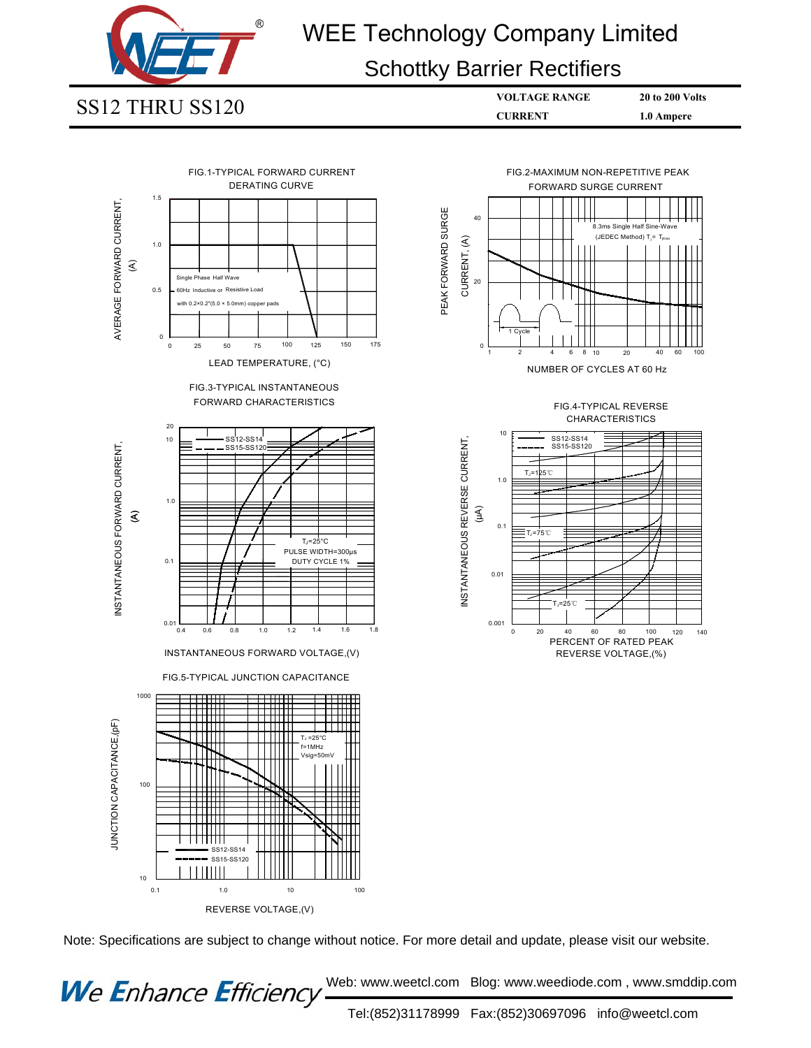# WEE Technology Company Limited

## Schottky Barrier Rectifiers

**SS12 THRU SS120**

**VOLTAGE RANGE** 20 to 200 Volts
**CURRENT** 1.0 Ampere

FIG.1-TYPICAL FORWARD CURRENT DERATING CURVE

AVERAGE FORWARD CURRENT, (A)

1.5
1.0
0.5
0

Single Phase Half Wave
60Hz Inductive or Resistive Load
with 0.2×0.2"(5.0 × 5.0mm) copper pads

0 25 50 75 100 125 150 175

LEAD TEMPERATURE, (°C)

FIG.2-MAXIMUM NON-REPETITIVE PEAK FORWARD SURGE CURRENT

PEAK FORWARD SURGE CURRENT, (A)

40
20
0

8.3ms Single Half Sine-Wave
(JEDEC Method) $T_J = T_{jmax}$

1 Cycle

1 2 4 6 8 10 20 40 60 100

NUMBER OF CYCLES AT 60 Hz

FIG.3-TYPICAL INSTANTANEOUS FORWARD CHARACTERISTICS

INSTANTANEOUS FORWARD CURRENT, (A)

20
10
1.0
0.1
0.01

SS12-SS14
SS15-SS120

$T_J$=25°C
PULSE WIDTH=300μs
DUTY CYCLE 1%

0.4 0.6 0.8 1.0 1.2 1.4 1.6 1.8

INSTANTANEOUS FORWARD VOLTAGE,(V)

FIG.4-TYPICAL REVERSE CHARACTERISTICS

INSTANTANEOUS REVERSE CURRENT, (μA)

10
1.0
0.1
0.01
0.001

SS12-SS14
SS15-SS120

$T_J$=125℃
$T_J$=75℃
$T_J$=25℃

0 20 40 60 80 100 120 140

PERCENT OF RATED PEAK REVERSE VOLTAGE,(%)

FIG.5-TYPICAL JUNCTION CAPACITANCE

JUNCTION CAPACITANCE,(pF)

1000
100
10

$T_J$ =25°C
f=1MHz
Vsig=50mV

SS12-SS14
SS15-SS120

0.1 1.0 10 100

REVERSE VOLTAGE,(V)

Note: Specifications are subject to change without notice. For more detail and update, please visit our website.

*We Enhance Efficiency*

Web: www.weetcl.com Blog: www.weediode.com , www.smddip.com

Tel:(852)31178999 Fax:(852)30697096 info@weetcl.com